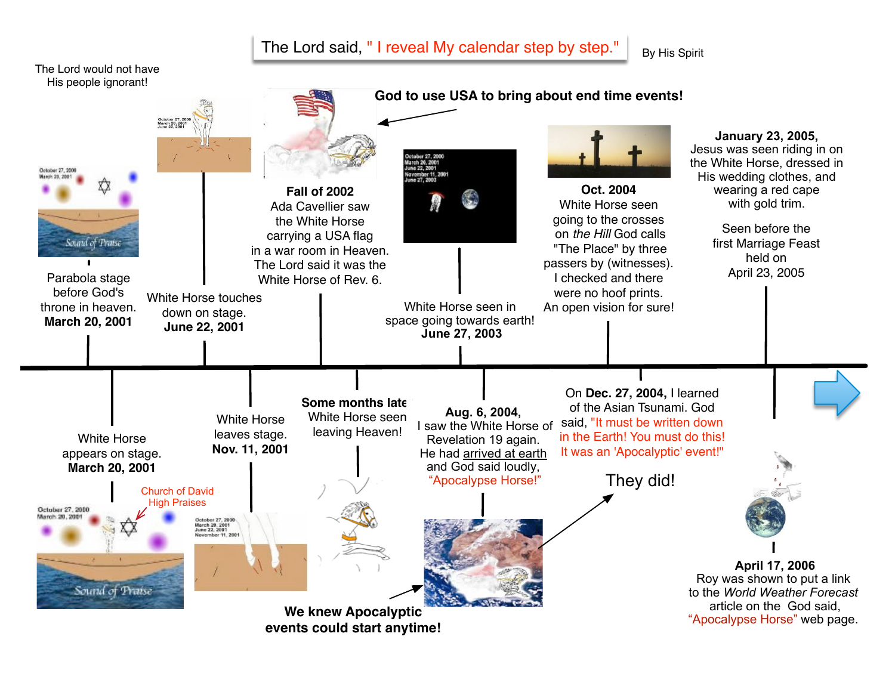# The Lord said, "I reveal My calendar step by step."

By His Spirit

The Lord would not have His people ignorant!

**God to use USA to bring about end time events!**

Parabola stage before God's throne in heaven. **March 20, 2001**

White Horse appears on stage. **March 20, 2001**

Church of David High Praises

White Horse touches down on stage. **June 22, 2001**

White Horse leaves stage. **Nov. 11, 2001**

**Fall of 2002** Ada Cavellier saw the White Horse carrying a USA flag in a war room in Heaven. The Lord said it was the White Horse of Rev. 6.

**Some months late** White Horse seen leaving Heaven!

White Horse seen in space going towards earth! **June 27, 2003**

**Aug. 6, 2004,** I saw the White Horse of Revelation 19 again. He had arrived at earth and God said loudly, "Apocalypse Horse!"

**We knew Apocalyptic events could start anytime!**

**Oct. 2004** White Horse seen going to the crosses on *the Hill* God calls "The Place" by three passers by (witnesses). I checked and there were no hoof prints. An open vision for sure!

On **Dec. 27, 2004,** I learned of the Asian Tsunami. God said, "It must be written down in the Earth! You must do this! It was an 'Apocalyptic' event!"

They did!

**January 23, 2005,** Jesus was seen riding in on the White Horse, dressed in His wedding clothes, and wearing a red cape with gold trim.

Seen before the first Marriage Feast held on April 23, 2005

**April 17, 2006** Roy was shown to put a link to the *World Weather Forecast* article on the God said, "Apocalypse Horse" web page.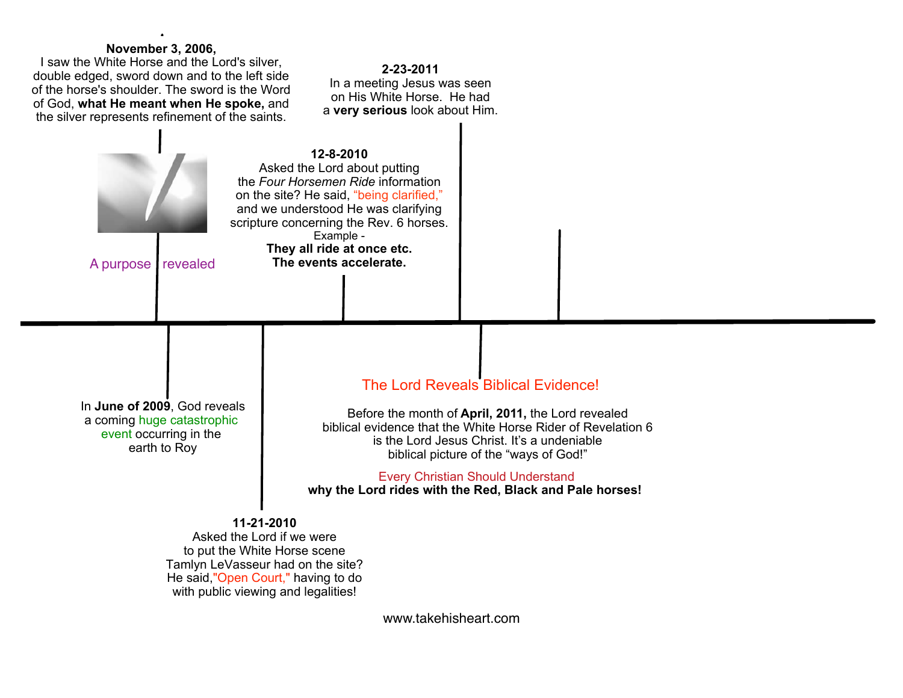**November 3, 2006,**
I saw the White Horse and the Lord's silver, double edged, sword down and to the left side of the horse's shoulder. The sword is the Word of God, **what He meant when He spoke,** and the silver represents refinement of the saints.

A purpose revealed

In **June of 2009**, God reveals a coming huge catastrophic event occurring in the earth to Roy

**11-21-2010**
Asked the Lord if we were to put the White Horse scene Tamlyn LeVasseur had on the site? He said,"Open Court," having to do with public viewing and legalities!

**12-8-2010**
Asked the Lord about putting the *Four Horsemen Ride* information on the site? He said, "being clarified," and we understood He was clarifying scripture concerning the Rev. 6 horses.
Example -
**They all ride at once etc.**
**The events accelerate.**

**2-23-2011**
In a meeting Jesus was seen on His White Horse. He had a **very serious** look about Him.

The Lord Reveals Biblical Evidence!

Before the month of **April, 2011,** the Lord revealed biblical evidence that the White Horse Rider of Revelation 6 is the Lord Jesus Christ. It's a undeniable biblical picture of the "ways of God!"

Every Christian Should Understand
**why the Lord rides with the Red, Black and Pale horses!**

www.takehisheart.com